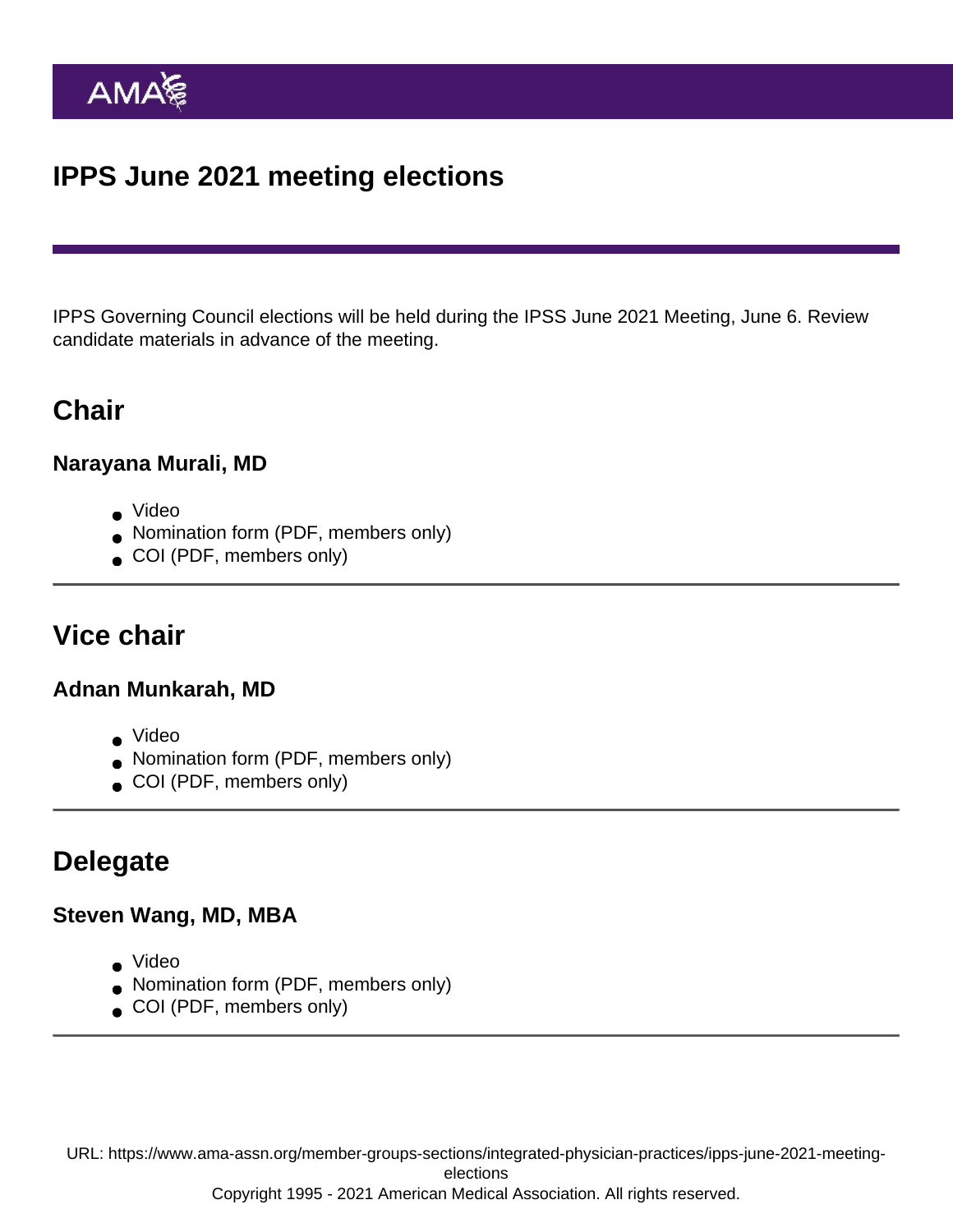# IPPS June 2021 meeting elections

IPPS Governing Council elections will be held during the IPSS June 2021 Meeting, June 6. Review candidate materials in advance of the meeting.

## Chair

### Narayana Murali, MD

- Video
- Nomination form (PDF, members only)
- COI (PDF, members only)

## Vice chair

### Adnan Munkarah, MD

- Video
- Nomination form (PDF, members only)
- COI (PDF, members only)

## Delegate

### Steven Wang, MD, MBA

- Video
- Nomination form (PDF, members only)
- COI (PDF, members only)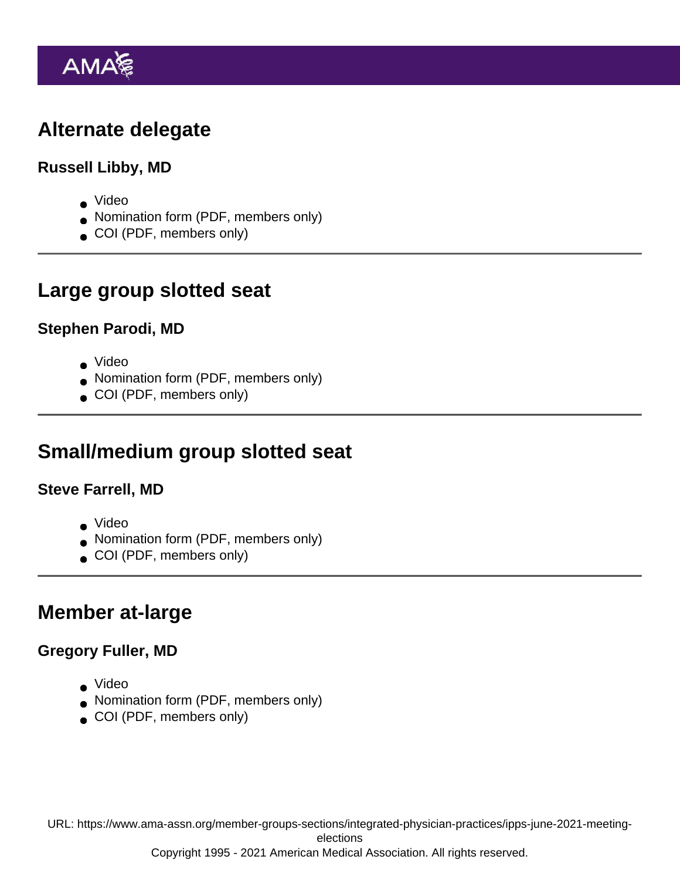## Alternate delegate

### Russell Libby, MD

- Video
- Nomination form (PDF, members only)
- COI (PDF, members only)

---

## Large group slotted seat

### Stephen Parodi, MD

- Video
- Nomination form (PDF, members only)
- COI (PDF, members only)

---

## Small/medium group slotted seat

### Steve Farrell, MD

- Video
- Nomination form (PDF, members only)
- COI (PDF, members only)

---

## Member at-large

### Gregory Fuller, MD

- Video
- Nomination form (PDF, members only)
- COI (PDF, members only)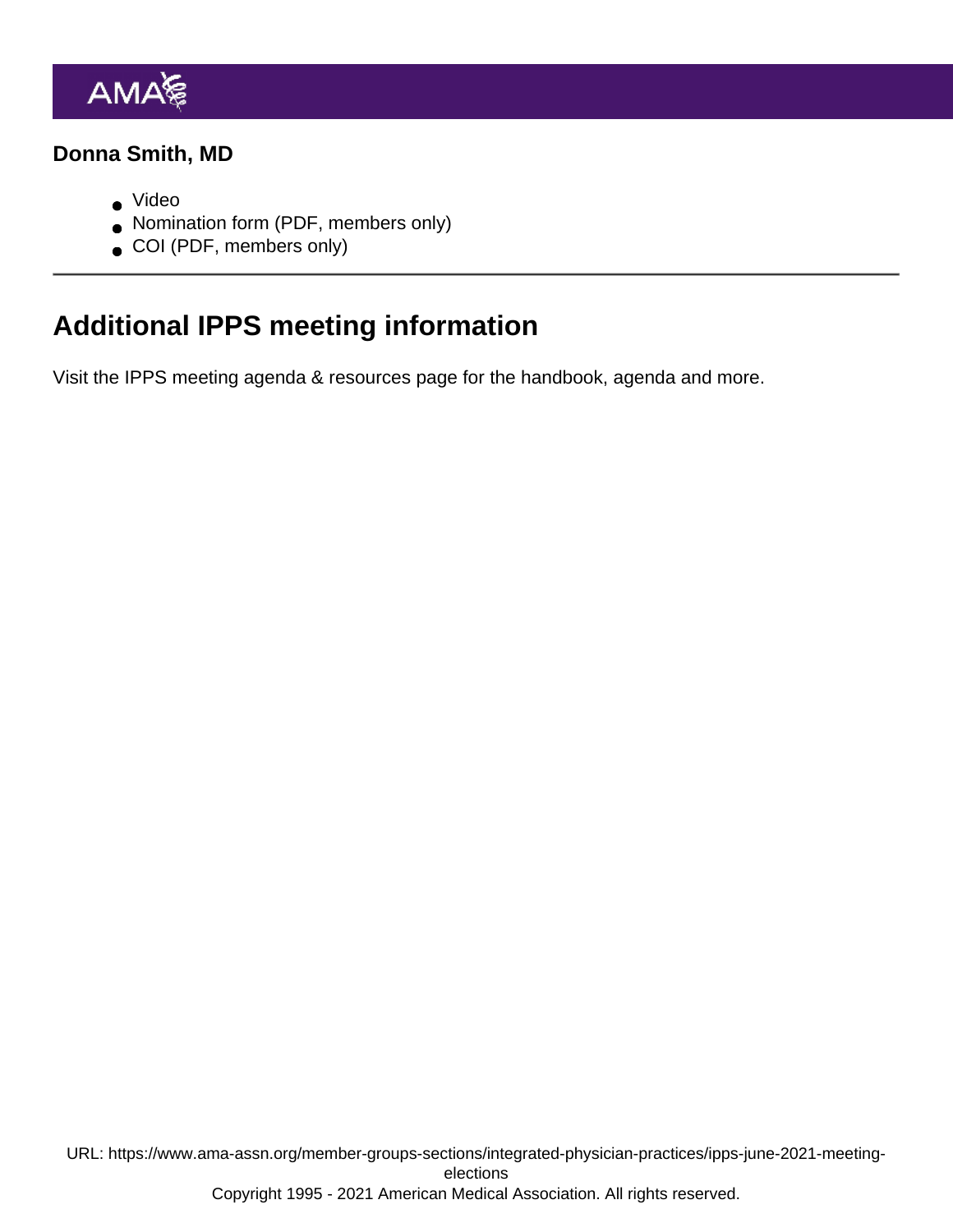### Donna Smith, MD

- Video
- Nomination form (PDF, members only)
- COI (PDF, members only)

---

## Additional IPPS meeting information

Visit the IPPS meeting agenda & resources page for the handbook, agenda and more.